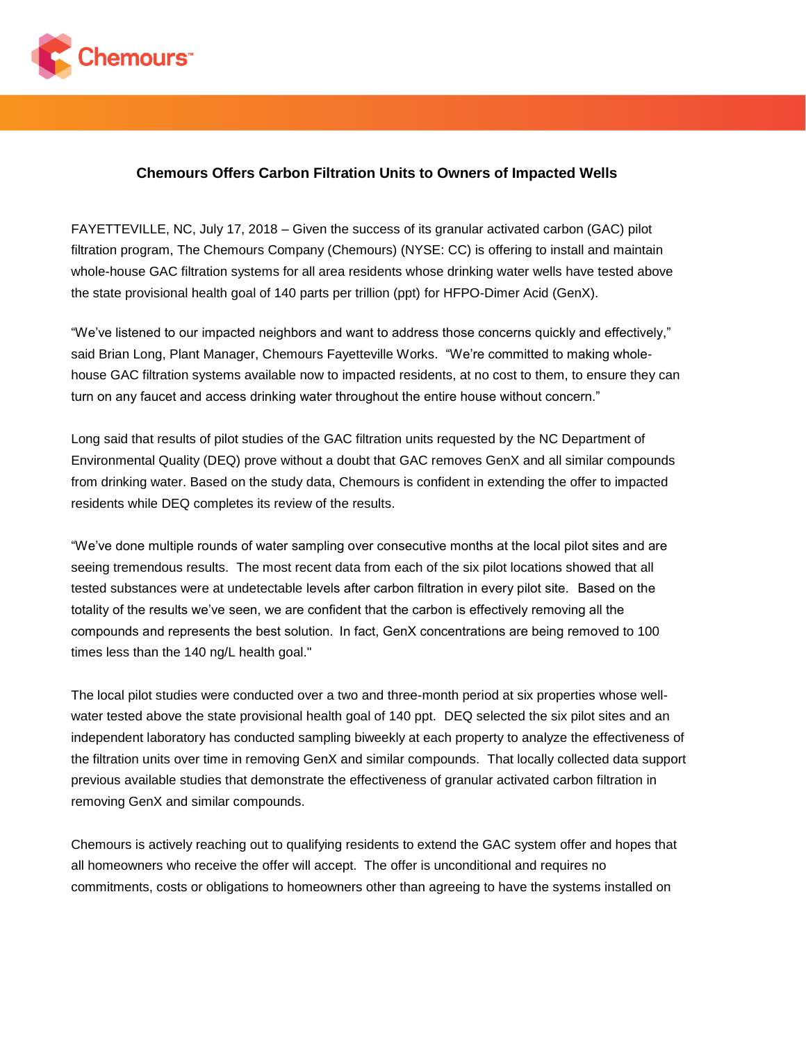### Chemours Offers Carbon Filtration Units to Owners of Impacted Wells

FAYETTEVILLE, NC, July 17, 2018 – Given the success of its granular activated carbon (GAC) pilot filtration program, The Chemours Company (Chemours) (NYSE: CC) is offering to install and maintain whole-house GAC filtration systems for all area residents whose drinking water wells have tested above the state provisional health goal of 140 parts per trillion (ppt) for HFPO-Dimer Acid (GenX).

"We've listened to our impacted neighbors and want to address those concerns quickly and effectively," said Brian Long, Plant Manager, Chemours Fayetteville Works. "We're committed to making whole-house GAC filtration systems available now to impacted residents, at no cost to them, to ensure they can turn on any faucet and access drinking water throughout the entire house without concern."

Long said that results of pilot studies of the GAC filtration units requested by the NC Department of Environmental Quality (DEQ) prove without a doubt that GAC removes GenX and all similar compounds from drinking water. Based on the study data, Chemours is confident in extending the offer to impacted residents while DEQ completes its review of the results.

"We've done multiple rounds of water sampling over consecutive months at the local pilot sites and are seeing tremendous results. The most recent data from each of the six pilot locations showed that all tested substances were at undetectable levels after carbon filtration in every pilot site. Based on the totality of the results we've seen, we are confident that the carbon is effectively removing all the compounds and represents the best solution. In fact, GenX concentrations are being removed to 100 times less than the 140 ng/L health goal."

The local pilot studies were conducted over a two and three-month period at six properties whose well-water tested above the state provisional health goal of 140 ppt. DEQ selected the six pilot sites and an independent laboratory has conducted sampling biweekly at each property to analyze the effectiveness of the filtration units over time in removing GenX and similar compounds. That locally collected data support previous available studies that demonstrate the effectiveness of granular activated carbon filtration in removing GenX and similar compounds.

Chemours is actively reaching out to qualifying residents to extend the GAC system offer and hopes that all homeowners who receive the offer will accept. The offer is unconditional and requires no commitments, costs or obligations to homeowners other than agreeing to have the systems installed on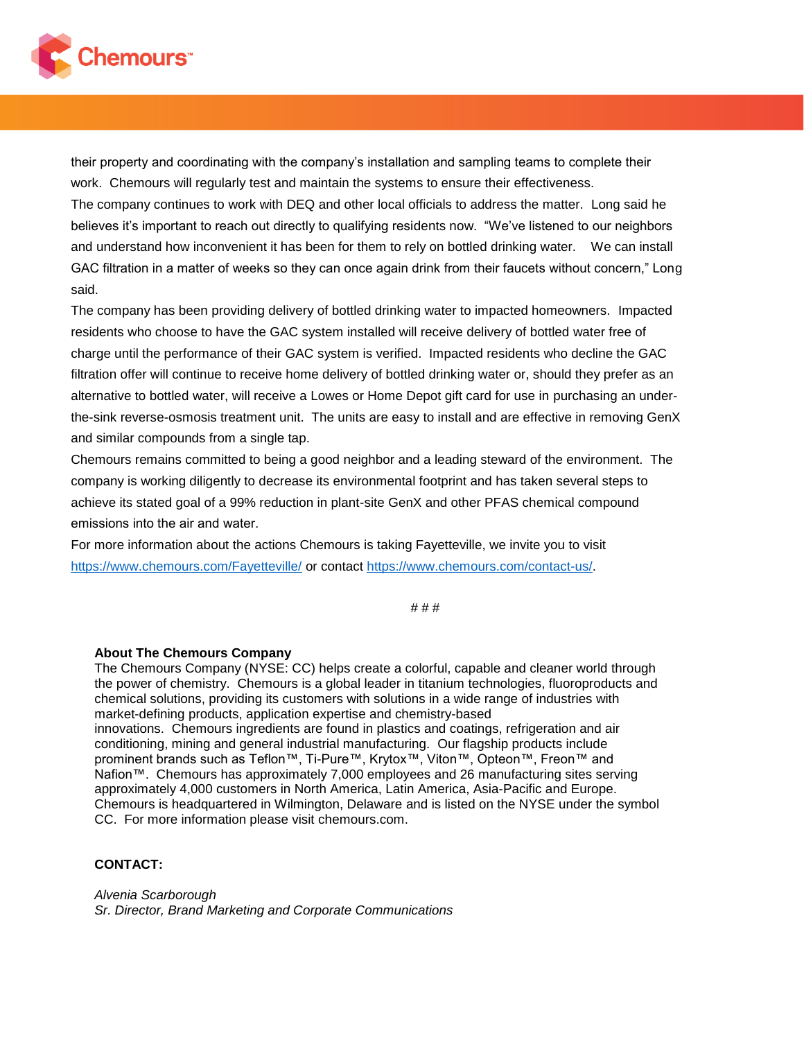their property and coordinating with the company's installation and sampling teams to complete their work. Chemours will regularly test and maintain the systems to ensure their effectiveness.

The company continues to work with DEQ and other local officials to address the matter. Long said he believes it's important to reach out directly to qualifying residents now. "We've listened to our neighbors and understand how inconvenient it has been for them to rely on bottled drinking water. We can install GAC filtration in a matter of weeks so they can once again drink from their faucets without concern," Long said.

The company has been providing delivery of bottled drinking water to impacted homeowners. Impacted residents who choose to have the GAC system installed will receive delivery of bottled water free of charge until the performance of their GAC system is verified. Impacted residents who decline the GAC filtration offer will continue to receive home delivery of bottled drinking water or, should they prefer as an alternative to bottled water, will receive a Lowes or Home Depot gift card for use in purchasing an under-the-sink reverse-osmosis treatment unit. The units are easy to install and are effective in removing GenX and similar compounds from a single tap.

Chemours remains committed to being a good neighbor and a leading steward of the environment. The company is working diligently to decrease its environmental footprint and has taken several steps to achieve its stated goal of a 99% reduction in plant-site GenX and other PFAS chemical compound emissions into the air and water.

For more information about the actions Chemours is taking Fayetteville, we invite you to visit https://www.chemours.com/Fayetteville/ or contact https://www.chemours.com/contact-us/.

# # #

**About The Chemours Company**

The Chemours Company (NYSE: CC) helps create a colorful, capable and cleaner world through the power of chemistry. Chemours is a global leader in titanium technologies, fluoroproducts and chemical solutions, providing its customers with solutions in a wide range of industries with market-defining products, application expertise and chemistry-based innovations. Chemours ingredients are found in plastics and coatings, refrigeration and air conditioning, mining and general industrial manufacturing. Our flagship products include prominent brands such as Teflon™, Ti-Pure™, Krytox™, Viton™, Opteon™, Freon™ and Nafion™. Chemours has approximately 7,000 employees and 26 manufacturing sites serving approximately 4,000 customers in North America, Latin America, Asia-Pacific and Europe. Chemours is headquartered in Wilmington, Delaware and is listed on the NYSE under the symbol CC. For more information please visit chemours.com.

**CONTACT:**

*Alvenia Scarborough*
*Sr. Director, Brand Marketing and Corporate Communications*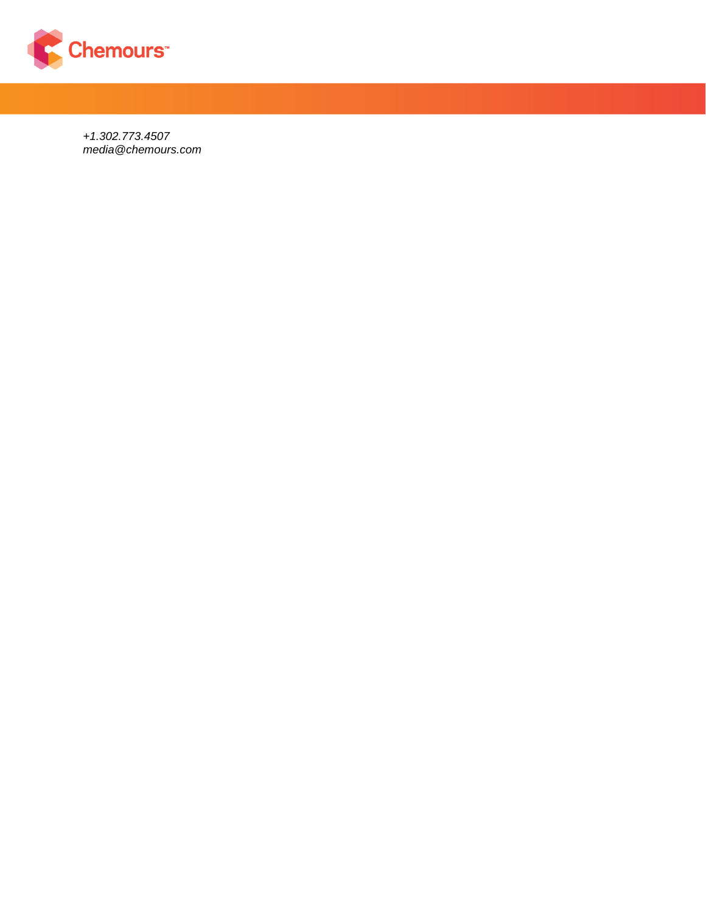*+1.302.773.4507*
*media@chemours.com*